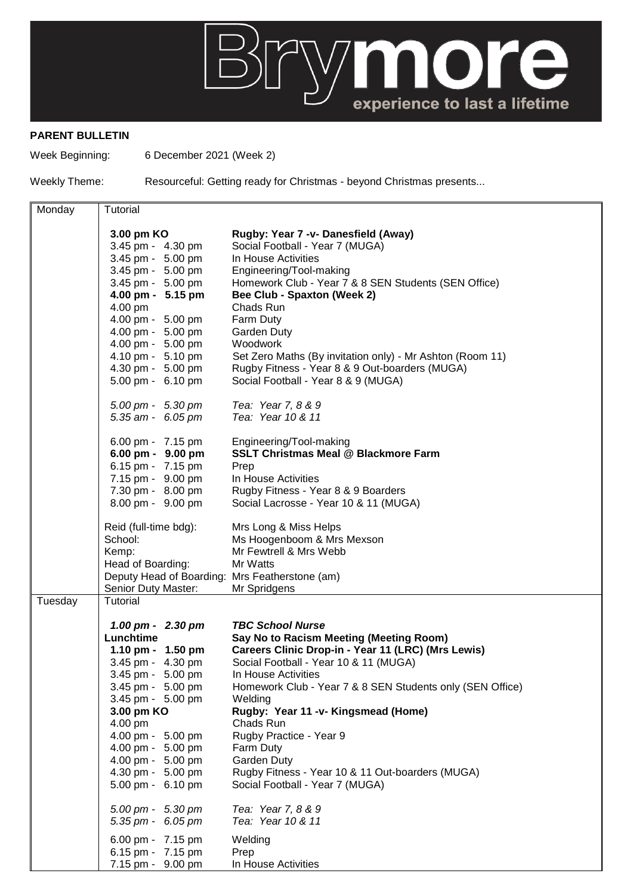# Brymore

experience to last a lifetime

**PARENT BULLETIN**

Week Beginning: 6 December 2021 (Week 2)

Weekly Theme: Resourceful: Getting ready for Christmas - beyond Christmas presents...

| Day | Time | Activity |
|---|---|---|
| Monday | Tutorial | |
| | **3.00 pm KO** | **Rugby: Year 7 -v- Danesfield (Away)** |
| | 3.45 pm - 4.30 pm | Social Football - Year 7 (MUGA) |
| | 3.45 pm - 5.00 pm | In House Activities |
| | 3.45 pm - 5.00 pm | Engineering/Tool-making |
| | 3.45 pm - 5.00 pm | Homework Club - Year 7 & 8 SEN Students (SEN Office) |
| | **4.00 pm - 5.15 pm** | **Bee Club - Spaxton (Week 2)** |
| | 4.00 pm | Chads Run |
| | 4.00 pm - 5.00 pm | Farm Duty |
| | 4.00 pm - 5.00 pm | Garden Duty |
| | 4.00 pm - 5.00 pm | Woodwork |
| | 4.10 pm - 5.10 pm | Set Zero Maths (By invitation only) - Mr Ashton (Room 11) |
| | 4.30 pm - 5.00 pm | Rugby Fitness - Year 8 & 9 Out-boarders (MUGA) |
| | 5.00 pm - 6.10 pm | Social Football - Year 8 & 9 (MUGA) |
| | *5.00 pm - 5.30 pm* | *Tea: Year 7, 8 & 9* |
| | *5.35 am - 6.05 pm* | *Tea: Year 10 & 11* |
| | 6.00 pm - 7.15 pm | Engineering/Tool-making |
| | **6.00 pm - 9.00 pm** | **SSLT Christmas Meal @ Blackmore Farm** |
| | 6.15 pm - 7.15 pm | Prep |
| | 7.15 pm - 9.00 pm | In House Activities |
| | 7.30 pm - 8.00 pm | Rugby Fitness - Year 8 & 9 Boarders |
| | 8.00 pm - 9.00 pm | Social Lacrosse - Year 10 & 11 (MUGA) |
| | Reid (full-time bdg): | Mrs Long & Miss Helps |
| | School: | Ms Hoogenboom & Mrs Mexson |
| | Kemp: | Mr Fewtrell & Mrs Webb |
| | Head of Boarding: | Mr Watts |
| | Deputy Head of Boarding: | Mrs Featherstone (am) |
| | Senior Duty Master: | Mr Spridgens |
| Tuesday | Tutorial | |
| | ***1.00 pm - 2.30 pm*** | ***TBC School Nurse*** |
| | **Lunchtime** | **Say No to Racism Meeting (Meeting Room)** |
| | **1.10 pm - 1.50 pm** | **Careers Clinic Drop-in - Year 11 (LRC) (Mrs Lewis)** |
| | 3.45 pm - 4.30 pm | Social Football - Year 10 & 11 (MUGA) |
| | 3.45 pm - 5.00 pm | In House Activities |
| | 3.45 pm - 5.00 pm | Homework Club - Year 7 & 8 SEN Students only (SEN Office) |
| | 3.45 pm - 5.00 pm | Welding |
| | **3.00 pm KO** | **Rugby: Year 11 -v- Kingsmead (Home)** |
| | 4.00 pm | Chads Run |
| | 4.00 pm - 5.00 pm | Rugby Practice - Year 9 |
| | 4.00 pm - 5.00 pm | Farm Duty |
| | 4.00 pm - 5.00 pm | Garden Duty |
| | 4.30 pm - 5.00 pm | Rugby Fitness - Year 10 & 11 Out-boarders (MUGA) |
| | 5.00 pm - 6.10 pm | Social Football - Year 7 (MUGA) |
| | *5.00 pm - 5.30 pm* | *Tea: Year 7, 8 & 9* |
| | *5.35 pm - 6.05 pm* | *Tea: Year 10 & 11* |
| | 6.00 pm - 7.15 pm | Welding |
| | 6.15 pm - 7.15 pm | Prep |
| | 7.15 pm - 9.00 pm | In House Activities |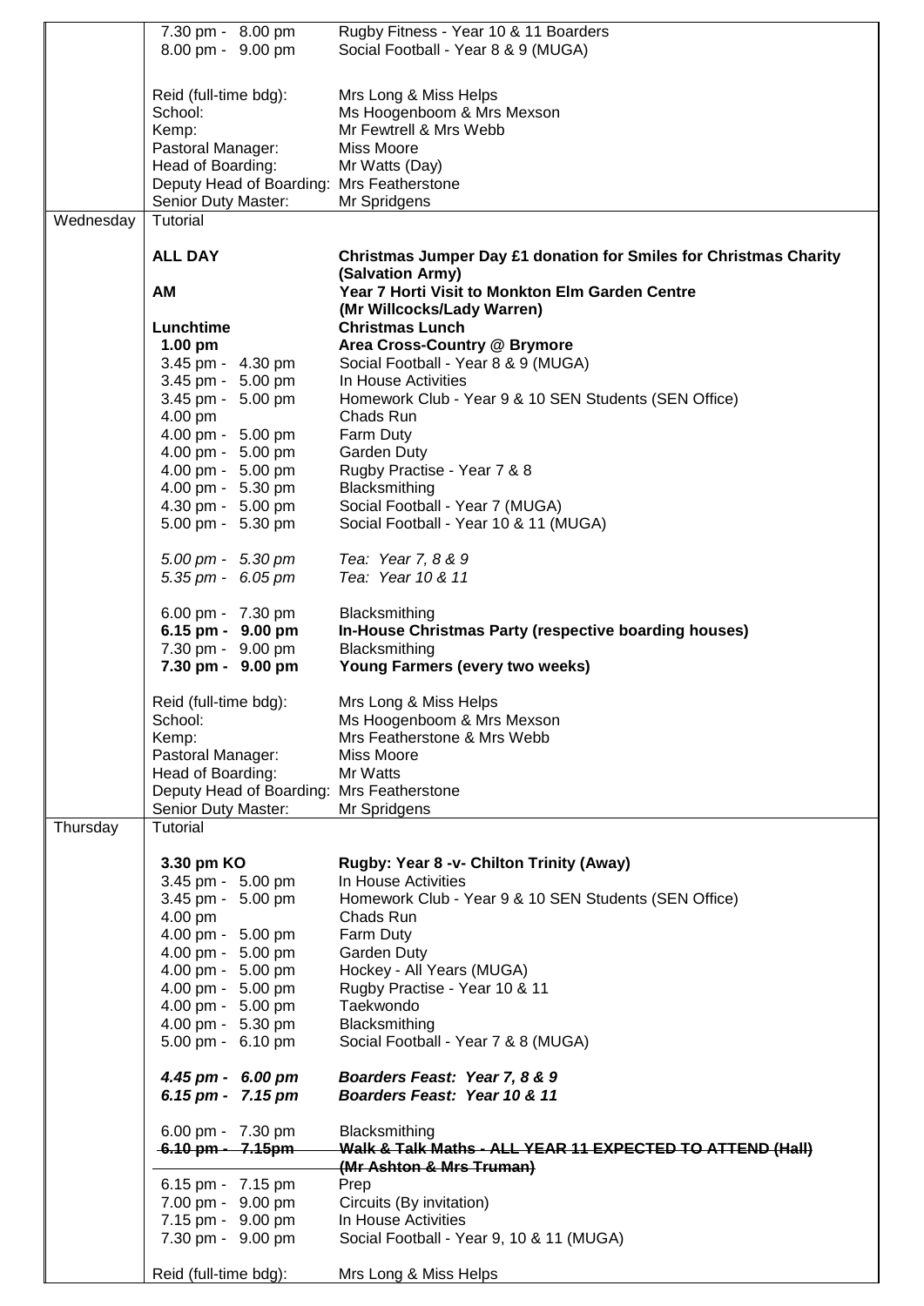| | | |
|---|---|---|
| | 7.30 pm - 8.00 pm | Rugby Fitness - Year 10 & 11 Boarders |
| | 8.00 pm - 9.00 pm | Social Football - Year 8 & 9 (MUGA) |
| | | |
| | Reid (full-time bdg): | Mrs Long & Miss Helps |
| | School: | Ms Hoogenboom & Mrs Mexson |
| | Kemp: | Mr Fewtrell & Mrs Webb |
| | Pastoral Manager: | Miss Moore |
| | Head of Boarding: | Mr Watts (Day) |
| | Deputy Head of Boarding: | Mrs Featherstone |
| | Senior Duty Master: | Mr Spridgens |
| Wednesday | Tutorial | |
| | | |
| | **ALL DAY** | **Christmas Jumper Day £1 donation for Smiles for Christmas Charity (Salvation Army)** |
| | **AM** | **Year 7 Horti Visit to Monkton Elm Garden Centre (Mr Willcocks/Lady Warren)** |
| | **Lunchtime** | **Christmas Lunch** |
| | **1.00 pm** | **Area Cross-Country @ Brymore** |
| | 3.45 pm - 4.30 pm | Social Football - Year 8 & 9 (MUGA) |
| | 3.45 pm - 5.00 pm | In House Activities |
| | 3.45 pm - 5.00 pm | Homework Club - Year 9 & 10 SEN Students (SEN Office) |
| | 4.00 pm | Chads Run |
| | 4.00 pm - 5.00 pm | Farm Duty |
| | 4.00 pm - 5.00 pm | Garden Duty |
| | 4.00 pm - 5.00 pm | Rugby Practise - Year 7 & 8 |
| | 4.00 pm - 5.30 pm | Blacksmithing |
| | 4.30 pm - 5.00 pm | Social Football - Year 7 (MUGA) |
| | 5.00 pm - 5.30 pm | Social Football - Year 10 & 11 (MUGA) |
| | | |
| | *5.00 pm - 5.30 pm* | *Tea: Year 7, 8 & 9* |
| | *5.35 pm - 6.05 pm* | *Tea: Year 10 & 11* |
| | | |
| | 6.00 pm - 7.30 pm | Blacksmithing |
| | **6.15 pm - 9.00 pm** | **In-House Christmas Party (respective boarding houses)** |
| | 7.30 pm - 9.00 pm | Blacksmithing |
| | **7.30 pm - 9.00 pm** | **Young Farmers (every two weeks)** |
| | | |
| | Reid (full-time bdg): | Mrs Long & Miss Helps |
| | School: | Ms Hoogenboom & Mrs Mexson |
| | Kemp: | Mrs Featherstone & Mrs Webb |
| | Pastoral Manager: | Miss Moore |
| | Head of Boarding: | Mr Watts |
| | Deputy Head of Boarding: | Mrs Featherstone |
| | Senior Duty Master: | Mr Spridgens |
| Thursday | Tutorial | |
| | | |
| | **3.30 pm KO** | **Rugby: Year 8 -v- Chilton Trinity (Away)** |
| | 3.45 pm - 5.00 pm | In House Activities |
| | 3.45 pm - 5.00 pm | Homework Club - Year 9 & 10 SEN Students (SEN Office) |
| | 4.00 pm | Chads Run |
| | 4.00 pm - 5.00 pm | Farm Duty |
| | 4.00 pm - 5.00 pm | Garden Duty |
| | 4.00 pm - 5.00 pm | Hockey - All Years (MUGA) |
| | 4.00 pm - 5.00 pm | Rugby Practise - Year 10 & 11 |
| | 4.00 pm - 5.00 pm | Taekwondo |
| | 4.00 pm - 5.30 pm | Blacksmithing |
| | 5.00 pm - 6.10 pm | Social Football - Year 7 & 8 (MUGA) |
| | | |
| | ***4.45 pm - 6.00 pm*** | ***Boarders Feast: Year 7, 8 & 9*** |
| | ***6.15 pm - 7.15 pm*** | ***Boarders Feast: Year 10 & 11*** |
| | | |
| | 6.00 pm - 7.30 pm | Blacksmithing |
| | ~~6.10 pm - 7.15pm~~ | ~~**Walk & Talk Maths - ALL YEAR 11 EXPECTED TO ATTEND (Hall) (Mr Ashton & Mrs Truman)**~~ |
| | 6.15 pm - 7.15 pm | Prep |
| | 7.00 pm - 9.00 pm | Circuits (By invitation) |
| | 7.15 pm - 9.00 pm | In House Activities |
| | 7.30 pm - 9.00 pm | Social Football - Year 9, 10 & 11 (MUGA) |
| | | |
| | Reid (full-time bdg): | Mrs Long & Miss Helps |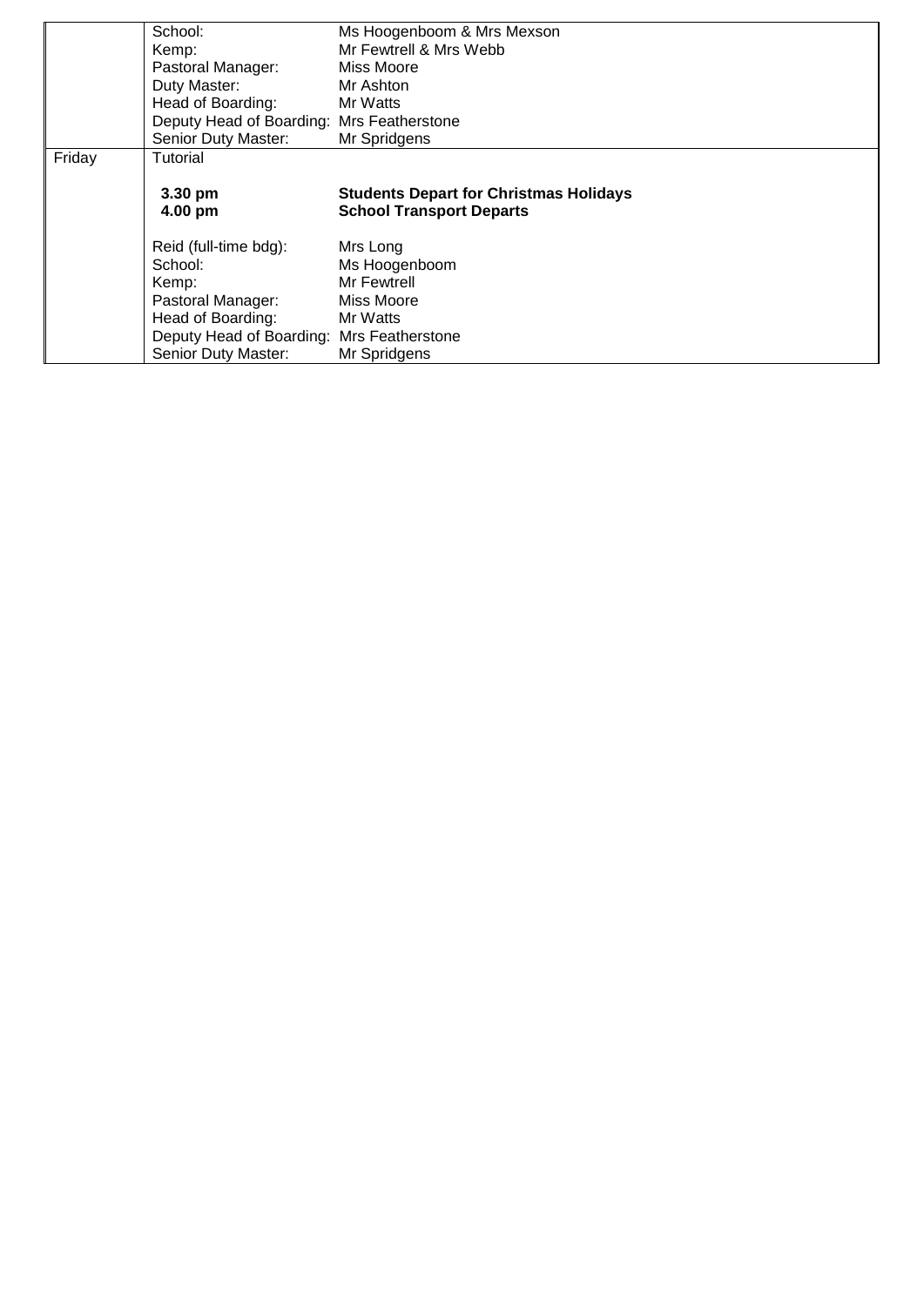| | |
|---|---|
| | School: Ms Hoogenboom & Mrs Mexson<br>Kemp: Mr Fewtrell & Mrs Webb<br>Pastoral Manager: Miss Moore<br>Duty Master: Mr Ashton<br>Head of Boarding: Mr Watts<br>Deputy Head of Boarding: Mrs Featherstone<br>Senior Duty Master: Mr Spridgens |
| Friday | Tutorial<br><br>**3.30 pm** **Students Depart for Christmas Holidays**<br>**4.00 pm** **School Transport Departs**<br><br>Reid (full-time bdg): Mrs Long<br>School: Ms Hoogenboom<br>Kemp: Mr Fewtrell<br>Pastoral Manager: Miss Moore<br>Head of Boarding: Mr Watts<br>Deputy Head of Boarding: Mrs Featherstone<br>Senior Duty Master: Mr Spridgens |